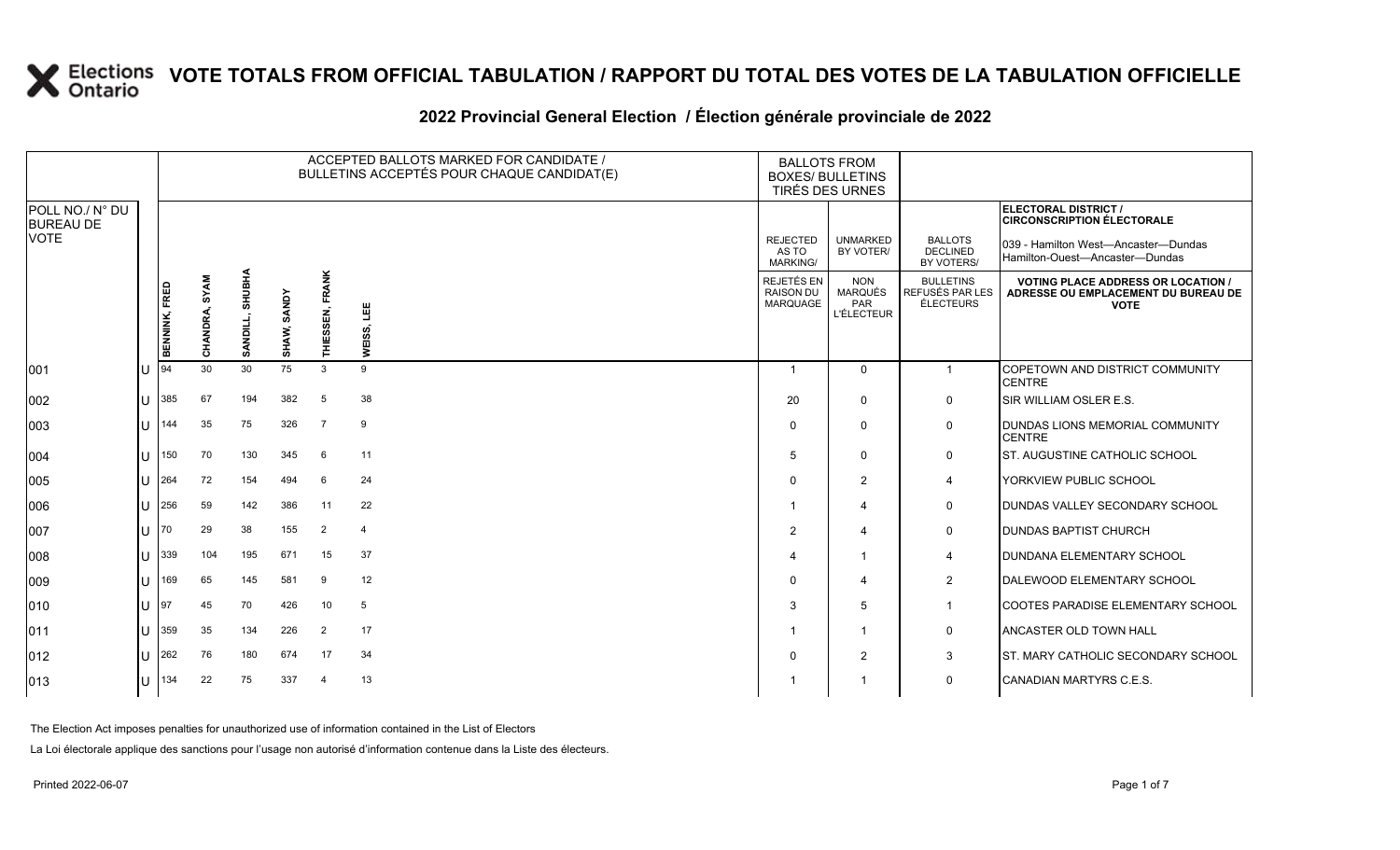# VOTE TOTALS FROM OFFICIAL TABULATION / RAPPORT DU TOTAL DES VOTES DE LA TABULATION OFFICIELLE

## 2022 Provincial General Election / Élection générale provinciale de 2022

| POLL NO./ N° DU BUREAU DE VOTE | | ACCEPTED BALLOTS MARKED FOR CANDIDATE / BULLETINS ACCEPTÉS POUR CHAQUE CANDIDAT(E) | | | | | | BALLOTS FROM BOXES/ BULLETINS TIRÉS DES URNES | | | ELECTORAL DISTRICT / CIRCONSCRIPTION ÉLECTORALE 039 - Hamilton West—Ancaster—Dundas Hamilton-Ouest—Ancaster—Dundas |
|---|---|---|---|---|---|---|---|---|---|---|---|
| | | BENNINK, FRED | CHANDRA, SYAM | SANDILL, SHUBHA | SHAW, SANDY | THIESSEN, FRANK | WEISS, LEE | REJECTED AS TO MARKING/ REJETÉS EN RAISON DU MARQUAGE | UNMARKED BY VOTER/ NON MARQUÉS PAR L'ÉLECTEUR | BALLOTS DECLINED BY VOTERS/ BULLETINS REFUSÉS PAR LES ÉLECTEURS | VOTING PLACE ADDRESS OR LOCATION / ADRESSE OU EMPLACEMENT DU BUREAU DE VOTE |
| 001 | U | 94 | 30 | 30 | 75 | 3 | 9 | 1 | 0 | 1 | COPETOWN AND DISTRICT COMMUNITY CENTRE |
| 002 | U | 385 | 67 | 194 | 382 | 5 | 38 | 20 | 0 | 0 | SIR WILLIAM OSLER E.S. |
| 003 | U | 144 | 35 | 75 | 326 | 7 | 9 | 0 | 0 | 0 | DUNDAS LIONS MEMORIAL COMMUNITY CENTRE |
| 004 | U | 150 | 70 | 130 | 345 | 6 | 11 | 5 | 0 | 0 | ST. AUGUSTINE CATHOLIC SCHOOL |
| 005 | U | 264 | 72 | 154 | 494 | 6 | 24 | 0 | 2 | 4 | YORKVIEW PUBLIC SCHOOL |
| 006 | U | 256 | 59 | 142 | 386 | 11 | 22 | 1 | 4 | 0 | DUNDAS VALLEY SECONDARY SCHOOL |
| 007 | U | 70 | 29 | 38 | 155 | 2 | 4 | 2 | 4 | 0 | DUNDAS BAPTIST CHURCH |
| 008 | U | 339 | 104 | 195 | 671 | 15 | 37 | 4 | 1 | 4 | DUNDANA ELEMENTARY SCHOOL |
| 009 | U | 169 | 65 | 145 | 581 | 9 | 12 | 0 | 4 | 2 | DALEWOOD ELEMENTARY SCHOOL |
| 010 | U | 97 | 45 | 70 | 426 | 10 | 5 | 3 | 5 | 1 | COOTES PARADISE ELEMENTARY SCHOOL |
| 011 | U | 359 | 35 | 134 | 226 | 2 | 17 | 1 | 1 | 0 | ANCASTER OLD TOWN HALL |
| 012 | U | 262 | 76 | 180 | 674 | 17 | 34 | 0 | 2 | 3 | ST. MARY CATHOLIC SECONDARY SCHOOL |
| 013 | U | 134 | 22 | 75 | 337 | 4 | 13 | 1 | 1 | 0 | CANADIAN MARTYRS C.E.S. |

The Election Act imposes penalties for unauthorized use of information contained in the List of Electors

La Loi électorale applique des sanctions pour l'usage non autorisé d'information contenue dans la Liste des électeurs.

Printed 2022-06-07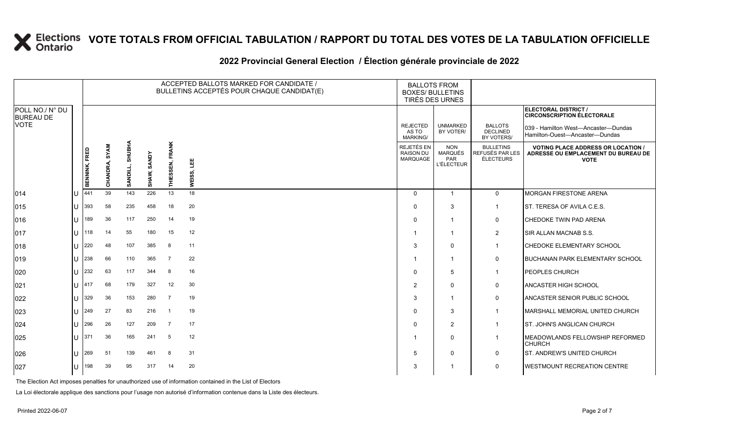# VOTE TOTALS FROM OFFICIAL TABULATION / RAPPORT DU TOTAL DES VOTES DE LA TABULATION OFFICIELLE

## 2022 Provincial General Election / Élection générale provinciale de 2022

ELECTORAL DISTRICT / CIRCONSCRIPTION ÉLECTORALE: 039 - Hamilton West—Ancaster—Dundas / Hamilton-Ouest—Ancaster—Dundas

| POLL NO./ N° DU BUREAU DE VOTE | | ACCEPTED BALLOTS MARKED FOR CANDIDATE / BULLETINS ACCEPTÉS POUR CHAQUE CANDIDAT(E) | | | | | | BALLOTS FROM BOXES/ BULLETINS TIRÉS DES URNES | | | |
|---|---|---|---|---|---|---|---|---|---|---|---|
| | | BENNINK, FRED | CHANDRA, SYAM | SANDILL, SHUBHA | SHAW, SANDY | THIESSEN, FRANK | WEISS, LEE | REJECTED AS TO MARKING/ REJETÉS EN RAISON DU MARQUAGE | UNMARKED BY VOTER/ NON MARQUÉS PAR L'ÉLECTEUR | BALLOTS DECLINED BY VOTERS/ BULLETINS REFUSÉS PAR LES ÉLECTEURS | VOTING PLACE ADDRESS OR LOCATION / ADRESSE OU EMPLACEMENT DU BUREAU DE VOTE |
| 014 | U | 441 | 39 | 143 | 226 | 13 | 18 | 0 | 1 | 0 | MORGAN FIRESTONE ARENA |
| 015 | U | 393 | 58 | 235 | 458 | 18 | 20 | 0 | 3 | 1 | ST. TERESA OF AVILA C.E.S. |
| 016 | U | 189 | 36 | 117 | 250 | 14 | 19 | 0 | 1 | 0 | CHEDOKE TWIN PAD ARENA |
| 017 | U | 118 | 14 | 55 | 180 | 15 | 12 | 1 | 1 | 2 | SIR ALLAN MACNAB S.S. |
| 018 | U | 220 | 48 | 107 | 385 | 8 | 11 | 3 | 0 | 1 | CHEDOKE ELEMENTARY SCHOOL |
| 019 | U | 238 | 66 | 110 | 365 | 7 | 22 | 1 | 1 | 0 | BUCHANAN PARK ELEMENTARY SCHOOL |
| 020 | U | 232 | 63 | 117 | 344 | 8 | 16 | 0 | 5 | 1 | PEOPLES CHURCH |
| 021 | U | 417 | 68 | 179 | 327 | 12 | 30 | 2 | 0 | 0 | ANCASTER HIGH SCHOOL |
| 022 | U | 329 | 36 | 153 | 280 | 7 | 19 | 3 | 1 | 0 | ANCASTER SENIOR PUBLIC SCHOOL |
| 023 | U | 249 | 27 | 83 | 216 | 1 | 19 | 0 | 3 | 1 | MARSHALL MEMORIAL UNITED CHURCH |
| 024 | U | 296 | 26 | 127 | 209 | 7 | 17 | 0 | 2 | 1 | ST. JOHN'S ANGLICAN CHURCH |
| 025 | U | 371 | 36 | 165 | 241 | 5 | 12 | 1 | 0 | 1 | MEADOWLANDS FELLOWSHIP REFORMED CHURCH |
| 026 | U | 269 | 51 | 139 | 461 | 8 | 31 | 5 | 0 | 0 | ST. ANDREW'S UNITED CHURCH |
| 027 | U | 198 | 39 | 95 | 317 | 14 | 20 | 3 | 1 | 0 | WESTMOUNT RECREATION CENTRE |

The Election Act imposes penalties for unauthorized use of information contained in the List of Electors

La Loi électorale applique des sanctions pour l'usage non autorisé d'information contenue dans la Liste des électeurs.

Printed 2022-06-07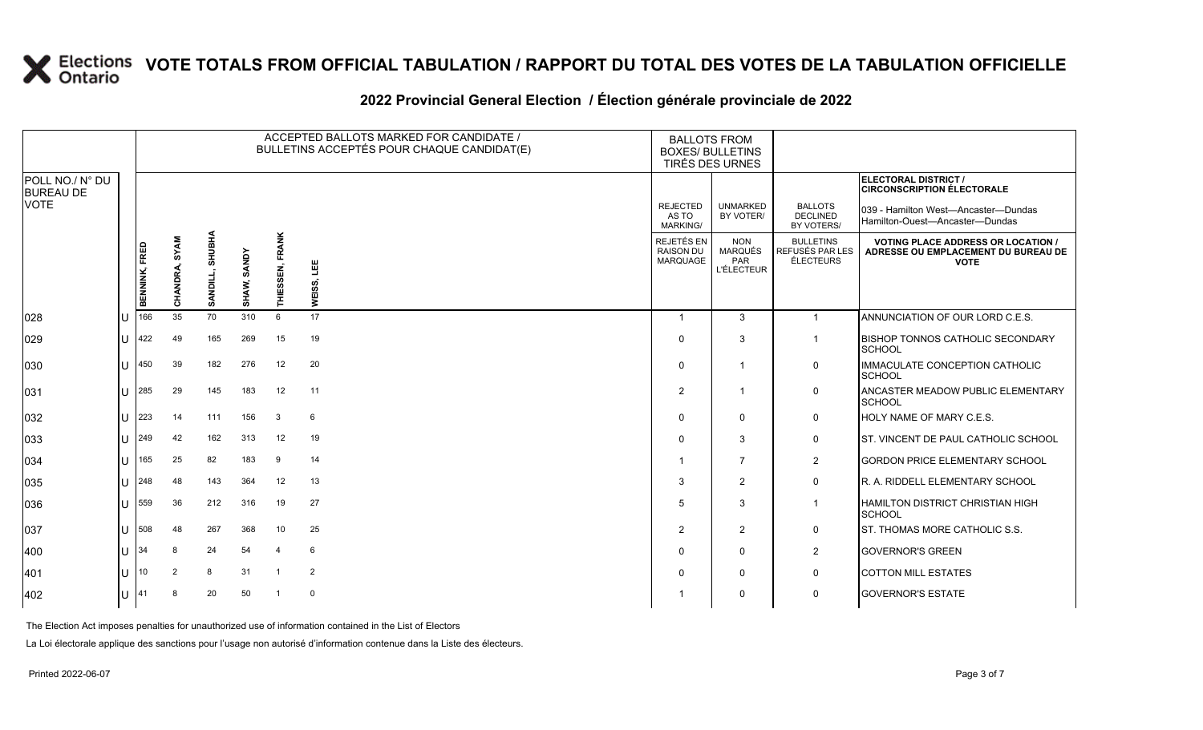# VOTE TOTALS FROM OFFICIAL TABULATION / RAPPORT DU TOTAL DES VOTES DE LA TABULATION OFFICIELLE

## 2022 Provincial General Election / Élection générale provinciale de 2022

ELECTORAL DISTRICT / CIRCONSCRIPTION ÉLECTORALE: 039 - Hamilton West—Ancaster—Dundas / Hamilton-Ouest—Ancaster—Dundas

| POLL NO./ N° DU BUREAU DE VOTE | | ACCEPTED BALLOTS MARKED FOR CANDIDATE / BULLETINS ACCEPTÉS POUR CHAQUE CANDIDAT(E) | | | | | | BALLOTS FROM BOXES/ BULLETINS TIRÉS DES URNES | | | |
|---|---|---|---|---|---|---|---|---|---|---|---|
| | | BENNINK, FRED | CHANDRA, SYAM | SANDILL, SHUBHA | SHAW, SANDY | THIESSEN, FRANK | WEISS, LEE | REJECTED AS TO MARKING/ REJETÉS EN RAISON DU MARQUAGE | UNMARKED BY VOTER/ NON MARQUÉS PAR L'ÉLECTEUR | BALLOTS DECLINED BY VOTERS/ BULLETINS REFUSÉS PAR LES ÉLECTEURS | VOTING PLACE ADDRESS OR LOCATION / ADRESSE OU EMPLACEMENT DU BUREAU DE VOTE |
| 028 | U | 166 | 35 | 70 | 310 | 6 | 17 | 1 | 3 | 1 | ANNUNCIATION OF OUR LORD C.E.S. |
| 029 | U | 422 | 49 | 165 | 269 | 15 | 19 | 0 | 3 | 1 | BISHOP TONNOS CATHOLIC SECONDARY SCHOOL |
| 030 | U | 450 | 39 | 182 | 276 | 12 | 20 | 0 | 1 | 0 | IMMACULATE CONCEPTION CATHOLIC SCHOOL |
| 031 | U | 285 | 29 | 145 | 183 | 12 | 11 | 2 | 1 | 0 | ANCASTER MEADOW PUBLIC ELEMENTARY SCHOOL |
| 032 | U | 223 | 14 | 111 | 156 | 3 | 6 | 0 | 0 | 0 | HOLY NAME OF MARY C.E.S. |
| 033 | U | 249 | 42 | 162 | 313 | 12 | 19 | 0 | 3 | 0 | ST. VINCENT DE PAUL CATHOLIC SCHOOL |
| 034 | U | 165 | 25 | 82 | 183 | 9 | 14 | 1 | 7 | 2 | GORDON PRICE ELEMENTARY SCHOOL |
| 035 | U | 248 | 48 | 143 | 364 | 12 | 13 | 3 | 2 | 0 | R. A. RIDDELL ELEMENTARY SCHOOL |
| 036 | U | 559 | 36 | 212 | 316 | 19 | 27 | 5 | 3 | 1 | HAMILTON DISTRICT CHRISTIAN HIGH SCHOOL |
| 037 | U | 508 | 48 | 267 | 368 | 10 | 25 | 2 | 2 | 0 | ST. THOMAS MORE CATHOLIC S.S. |
| 400 | U | 34 | 8 | 24 | 54 | 4 | 6 | 0 | 0 | 2 | GOVERNOR'S GREEN |
| 401 | U | 10 | 2 | 8 | 31 | 1 | 2 | 0 | 0 | 0 | COTTON MILL ESTATES |
| 402 | U | 41 | 8 | 20 | 50 | 1 | 0 | 1 | 0 | 0 | GOVERNOR'S ESTATE |

The Election Act imposes penalties for unauthorized use of information contained in the List of Electors

La Loi électorale applique des sanctions pour l'usage non autorisé d'information contenue dans la Liste des électeurs.

Printed 2022-06-07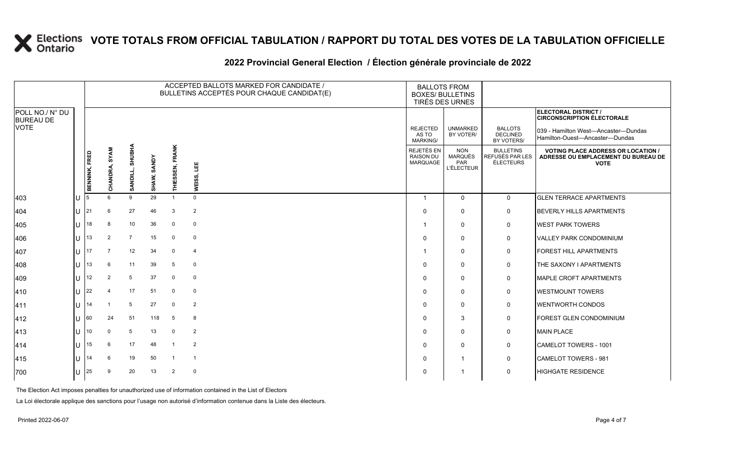# VOTE TOTALS FROM OFFICIAL TABULATION / RAPPORT DU TOTAL DES VOTES DE LA TABULATION OFFICIELLE

## 2022 Provincial General Election / Élection générale provinciale de 2022

| POLL NO./ N° DU BUREAU DE VOTE | | ACCEPTED BALLOTS MARKED FOR CANDIDATE / BULLETINS ACCEPTÉS POUR CHAQUE CANDIDAT(E) | | | | | | BALLOTS FROM BOXES/ BULLETINS TIRÉS DES URNES | | | ELECTORAL DISTRICT / CIRCONSCRIPTION ÉLECTORALE 039 - Hamilton West—Ancaster—Dundas Hamilton-Ouest—Ancaster—Dundas |
|---|---|---|---|---|---|---|---|---|---|---|---|
| | | BENNINK, FRED | CHANDRA, SYAM | SANDILL, SHUBHA | SHAW, SANDY | THIESSEN, FRANK | WEISS, LEE | REJECTED AS TO MARKING/ REJETÉS EN RAISON DU MARQUAGE | UNMARKED BY VOTER/ NON MARQUÉS PAR L'ÉLECTEUR | BALLOTS DECLINED BY VOTERS/ BULLETINS REFUSÉS PAR LES ÉLECTEURS | VOTING PLACE ADDRESS OR LOCATION / ADRESSE OU EMPLACEMENT DU BUREAU DE VOTE |
| 403 | U | 5 | 6 | 9 | 29 | 1 | 0 | 1 | 0 | 0 | GLEN TERRACE APARTMENTS |
| 404 | U | 21 | 6 | 27 | 46 | 3 | 2 | 0 | 0 | 0 | BEVERLY HILLS APARTMENTS |
| 405 | U | 18 | 8 | 10 | 36 | 0 | 0 | 1 | 0 | 0 | WEST PARK TOWERS |
| 406 | U | 13 | 2 | 7 | 15 | 0 | 0 | 0 | 0 | 0 | VALLEY PARK CONDOMINIUM |
| 407 | U | 17 | 7 | 12 | 34 | 0 | 4 | 1 | 0 | 0 | FOREST HILL APARTMENTS |
| 408 | U | 13 | 6 | 11 | 39 | 5 | 0 | 0 | 0 | 0 | THE SAXONY I APARTMENTS |
| 409 | U | 12 | 2 | 5 | 37 | 0 | 0 | 0 | 0 | 0 | MAPLE CROFT APARTMENTS |
| 410 | U | 22 | 4 | 17 | 51 | 0 | 0 | 0 | 0 | 0 | WESTMOUNT TOWERS |
| 411 | U | 14 | 1 | 5 | 27 | 0 | 2 | 0 | 0 | 0 | WENTWORTH CONDOS |
| 412 | U | 60 | 24 | 51 | 118 | 5 | 8 | 0 | 3 | 0 | FOREST GLEN CONDOMINIUM |
| 413 | U | 10 | 0 | 5 | 13 | 0 | 2 | 0 | 0 | 0 | MAIN PLACE |
| 414 | U | 15 | 6 | 17 | 48 | 1 | 2 | 0 | 0 | 0 | CAMELOT TOWERS - 1001 |
| 415 | U | 14 | 6 | 19 | 50 | 1 | 1 | 0 | 1 | 0 | CAMELOT TOWERS - 981 |
| 700 | U | 25 | 9 | 20 | 13 | 2 | 0 | 0 | 1 | 0 | HIGHGATE RESIDENCE |

The Election Act imposes penalties for unauthorized use of information contained in the List of Electors

La Loi électorale applique des sanctions pour l'usage non autorisé d'information contenue dans la Liste des électeurs.

Printed 2022-06-07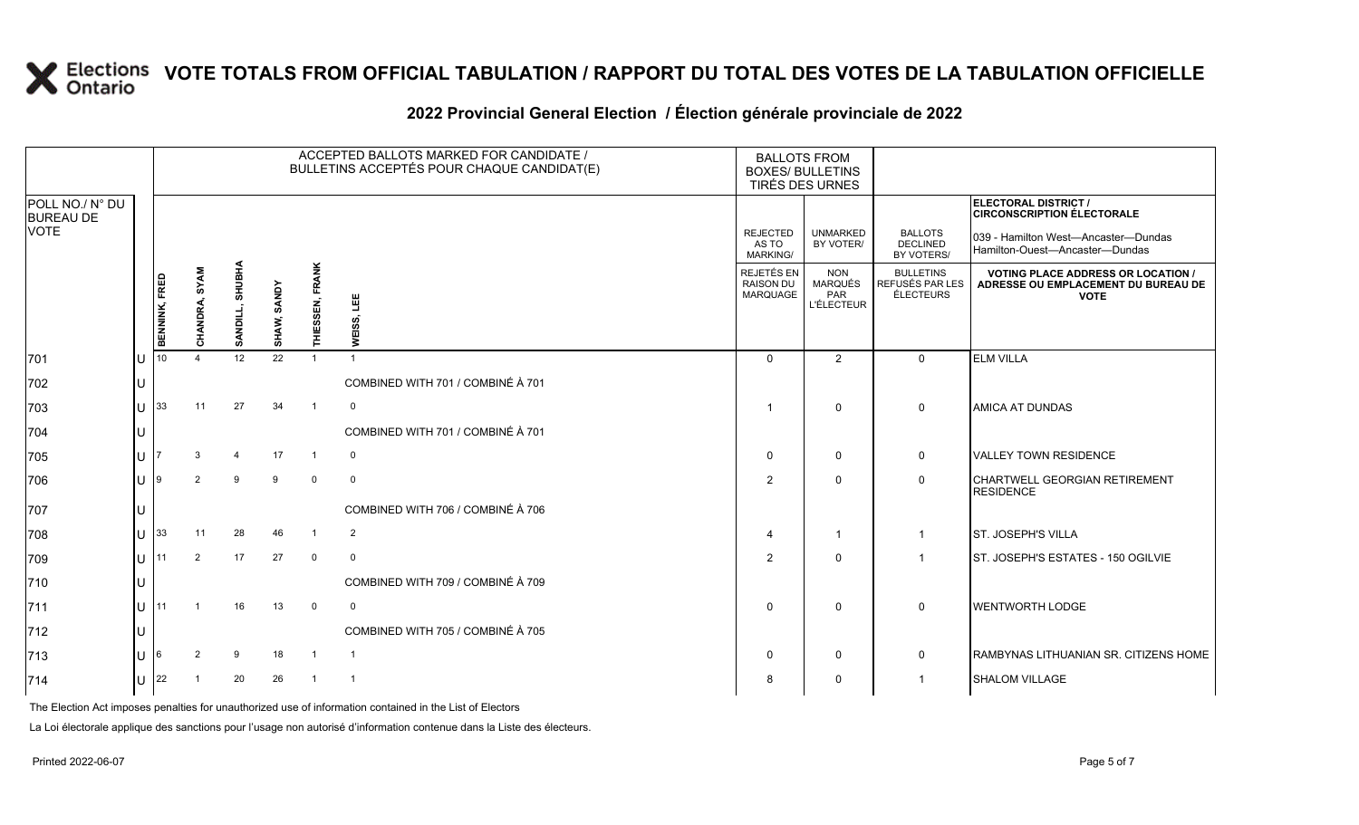# VOTE TOTALS FROM OFFICIAL TABULATION / RAPPORT DU TOTAL DES VOTES DE LA TABULATION OFFICIELLE

## 2022 Provincial General Election / Élection générale provinciale de 2022

ELECTORAL DISTRICT / CIRCONSCRIPTION ÉLECTORALE: 039 - Hamilton West—Ancaster—Dundas / Hamilton-Ouest—Ancaster—Dundas

| POLL NO./ N° DU BUREAU DE VOTE | | ACCEPTED BALLOTS MARKED FOR CANDIDATE / BULLETINS ACCEPTÉS POUR CHAQUE CANDIDAT(E) | | | | | | BALLOTS FROM BOXES/ BULLETINS TIRÉS DES URNES | | | |
|---|---|---|---|---|---|---|---|---|---|---|---|
| | | BENNINK, FRED | CHANDRA, SYAM | SANDILL, SHUBHA | SHAW, SANDY | THIESSEN, FRANK | WEISS, LEE | REJECTED AS TO MARKING/ REJETÉS EN RAISON DU MARQUAGE | UNMARKED BY VOTER/ NON MARQUÉS PAR L'ÉLECTEUR | BALLOTS DECLINED BY VOTERS/ BULLETINS REFUSÉS PAR LES ÉLECTEURS | VOTING PLACE ADDRESS OR LOCATION / ADRESSE OU EMPLACEMENT DU BUREAU DE VOTE |
| 701 | U | 10 | 4 | 12 | 22 | 1 | 1 | 0 | 2 | 0 | ELM VILLA |
| 702 | U | COMBINED WITH 701 / COMBINÉ À 701 | | | | | | | | | |
| 703 | U | 33 | 11 | 27 | 34 | 1 | 0 | 1 | 0 | 0 | AMICA AT DUNDAS |
| 704 | U | COMBINED WITH 701 / COMBINÉ À 701 | | | | | | | | | |
| 705 | U | 7 | 3 | 4 | 17 | 1 | 0 | 0 | 0 | 0 | VALLEY TOWN RESIDENCE |
| 706 | U | 9 | 2 | 9 | 9 | 0 | 0 | 2 | 0 | 0 | CHARTWELL GEORGIAN RETIREMENT RESIDENCE |
| 707 | U | COMBINED WITH 706 / COMBINÉ À 706 | | | | | | | | | |
| 708 | U | 33 | 11 | 28 | 46 | 1 | 2 | 4 | 1 | 1 | ST. JOSEPH'S VILLA |
| 709 | U | 11 | 2 | 17 | 27 | 0 | 0 | 2 | 0 | 1 | ST. JOSEPH'S ESTATES - 150 OGILVIE |
| 710 | U | COMBINED WITH 709 / COMBINÉ À 709 | | | | | | | | | |
| 711 | U | 11 | 1 | 16 | 13 | 0 | 0 | 0 | 0 | 0 | WENTWORTH LODGE |
| 712 | U | COMBINED WITH 705 / COMBINÉ À 705 | | | | | | | | | |
| 713 | U | 6 | 2 | 9 | 18 | 1 | 1 | 0 | 0 | 0 | RAMBYNAS LITHUANIAN SR. CITIZENS HOME |
| 714 | U | 22 | 1 | 20 | 26 | 1 | 1 | 8 | 0 | 1 | SHALOM VILLAGE |

The Election Act imposes penalties for unauthorized use of information contained in the List of Electors

La Loi électorale applique des sanctions pour l'usage non autorisé d'information contenue dans la Liste des électeurs.

Printed 2022-06-07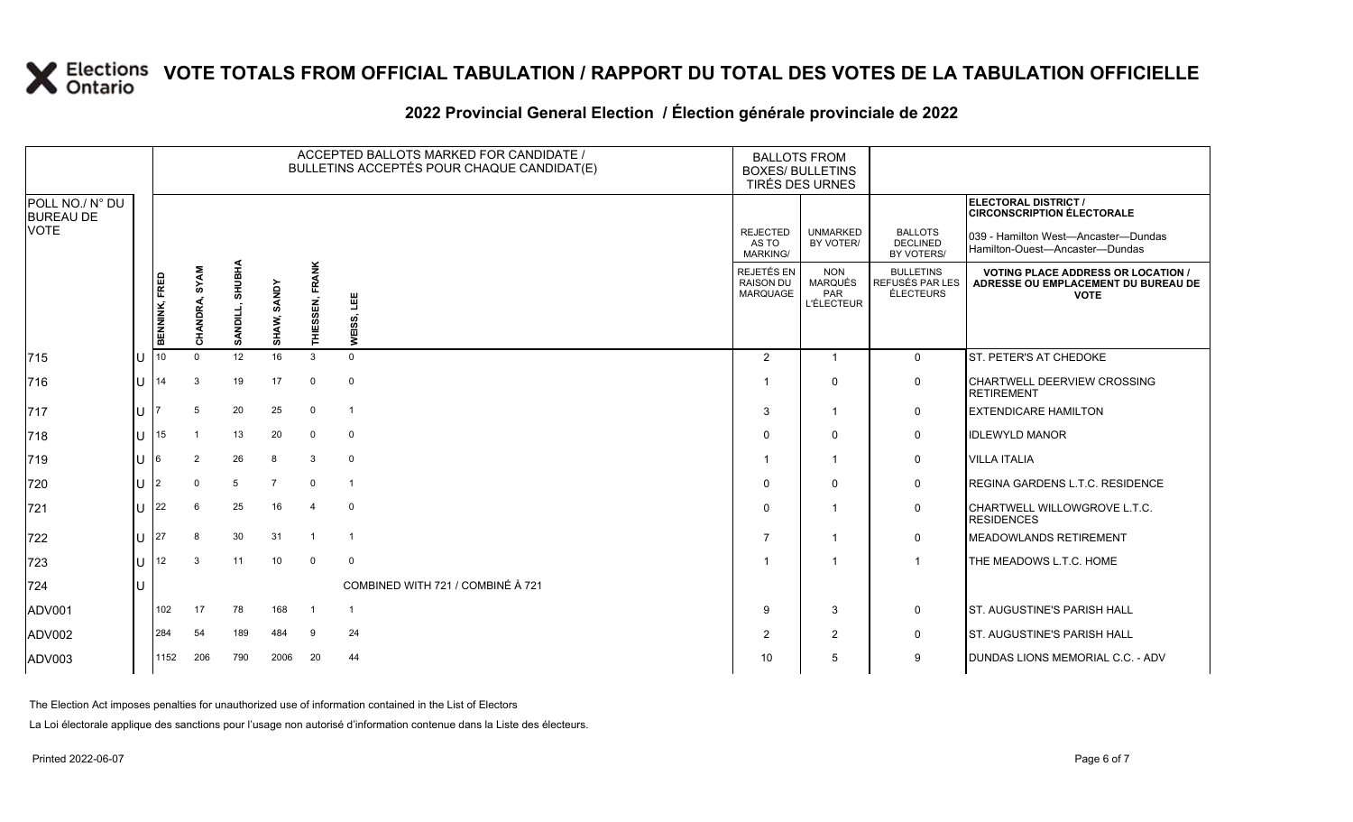# VOTE TOTALS FROM OFFICIAL TABULATION / RAPPORT DU TOTAL DES VOTES DE LA TABULATION OFFICIELLE

## 2022 Provincial General Election / Élection générale provinciale de 2022

| POLL NO./ N° DU BUREAU DE VOTE | | ACCEPTED BALLOTS MARKED FOR CANDIDATE / BULLETINS ACCEPTÉS POUR CHAQUE CANDIDAT(E) | | | | | | BALLOTS FROM BOXES/ BULLETINS TIRÉS DES URNES | | | ELECTORAL DISTRICT / CIRCONSCRIPTION ÉLECTORALE 039 - Hamilton West—Ancaster—Dundas Hamilton-Ouest—Ancaster—Dundas |
|---|---|---|---|---|---|---|---|---|---|---|---|
| | | BENNINK, FRED | CHANDRA, SYAM | SANDILL, SHUBHA | SHAW, SANDY | THIESSEN, FRANK | WEISS, LEE | REJECTED AS TO MARKING/ REJETÉS EN RAISON DU MARQUAGE | UNMARKED BY VOTER/ NON MARQUÉS PAR L'ÉLECTEUR | BALLOTS DECLINED BY VOTERS/ BULLETINS REFUSÉS PAR LES ÉLECTEURS | VOTING PLACE ADDRESS OR LOCATION / ADRESSE OU EMPLACEMENT DU BUREAU DE VOTE |
| 715 | U | 10 | 0 | 12 | 16 | 3 | 0 | 2 | 1 | 0 | ST. PETER'S AT CHEDOKE |
| 716 | U | 14 | 3 | 19 | 17 | 0 | 0 | 1 | 0 | 0 | CHARTWELL DEERVIEW CROSSING RETIREMENT |
| 717 | U | 7 | 5 | 20 | 25 | 0 | 1 | 3 | 1 | 0 | EXTENDICARE HAMILTON |
| 718 | U | 15 | 1 | 13 | 20 | 0 | 0 | 0 | 0 | 0 | IDLEWYLD MANOR |
| 719 | U | 6 | 2 | 26 | 8 | 3 | 0 | 1 | 1 | 0 | VILLA ITALIA |
| 720 | U | 2 | 0 | 5 | 7 | 0 | 1 | 0 | 0 | 0 | REGINA GARDENS L.T.C. RESIDENCE |
| 721 | U | 22 | 6 | 25 | 16 | 4 | 0 | 0 | 1 | 0 | CHARTWELL WILLOWGROVE L.T.C. RESIDENCES |
| 722 | U | 27 | 8 | 30 | 31 | 1 | 1 | 7 | 1 | 0 | MEADOWLANDS RETIREMENT |
| 723 | U | 12 | 3 | 11 | 10 | 0 | 0 | 1 | 1 | 1 | THE MEADOWS L.T.C. HOME |
| 724 | U | COMBINED WITH 721 / COMBINÉ À 721 | | | | | | | | | |
| ADV001 | | 102 | 17 | 78 | 168 | 1 | 1 | 9 | 3 | 0 | ST. AUGUSTINE'S PARISH HALL |
| ADV002 | | 284 | 54 | 189 | 484 | 9 | 24 | 2 | 2 | 0 | ST. AUGUSTINE'S PARISH HALL |
| ADV003 | | 1152 | 206 | 790 | 2006 | 20 | 44 | 10 | 5 | 9 | DUNDAS LIONS MEMORIAL C.C. - ADV |

The Election Act imposes penalties for unauthorized use of information contained in the List of Electors

La Loi électorale applique des sanctions pour l'usage non autorisé d'information contenue dans la Liste des électeurs.

Printed 2022-06-07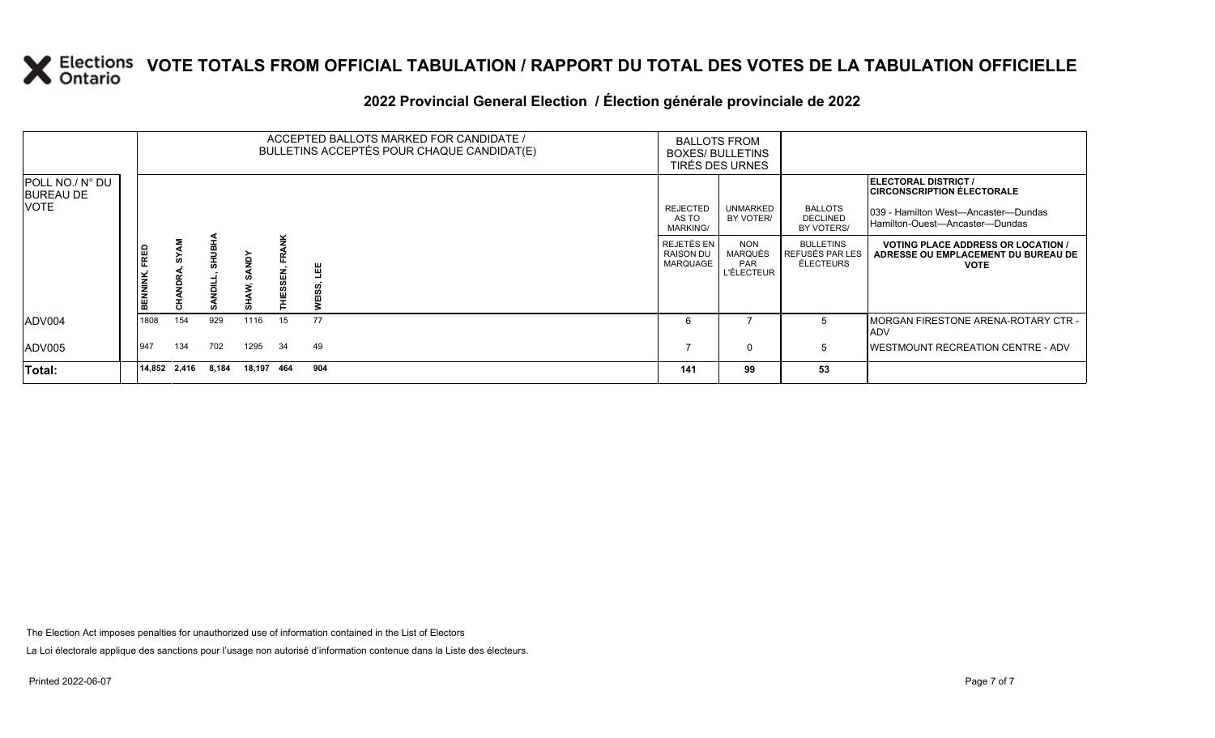# VOTE TOTALS FROM OFFICIAL TABULATION / RAPPORT DU TOTAL DES VOTES DE LA TABULATION OFFICIELLE

## 2022 Provincial General Election / Élection générale provinciale de 2022

| POLL NO./ N° DU BUREAU DE VOTE | ACCEPTED BALLOTS MARKED FOR CANDIDATE / BULLETINS ACCEPTÉS POUR CHAQUE CANDIDAT(E) | | | | | | BALLOTS FROM BOXES/ BULLETINS TIRÉS DES URNES | | | ELECTORAL DISTRICT / CIRCONSCRIPTION ÉLECTORALE 039 - Hamilton West—Ancaster—Dundas Hamilton-Ouest—Ancaster—Dundas |
|---|---|---|---|---|---|---|---|---|---|---|
| | BENNINK, FRED | CHANDRA, SYAM | SANDILL, SHUBHA | SHAW, SANDY | THIESSEN, FRANK | WEISS, LEE | REJECTED AS TO MARKING/ REJETÉS EN RAISON DU MARQUAGE | UNMARKED BY VOTER/ NON MARQUÉS PAR L'ÉLECTEUR | BALLOTS DECLINED BY VOTERS/ BULLETINS REFUSÉS PAR LES ÉLECTEURS | VOTING PLACE ADDRESS OR LOCATION / ADRESSE OU EMPLACEMENT DU BUREAU DE VOTE |
| ADV004 | 1808 | 154 | 929 | 1116 | 15 | 77 | 6 | 7 | 5 | MORGAN FIRESTONE ARENA-ROTARY CTR - ADV |
| ADV005 | 947 | 134 | 702 | 1295 | 34 | 49 | 7 | 0 | 5 | WESTMOUNT RECREATION CENTRE - ADV |
| **Total:** | **14,852** | **2,416** | **8,184** | **18,197** | **464** | **904** | **141** | **99** | **53** | |

The Election Act imposes penalties for unauthorized use of information contained in the List of Electors

La Loi électorale applique des sanctions pour l'usage non autorisé d'information contenue dans la Liste des électeurs.

Printed 2022-06-07